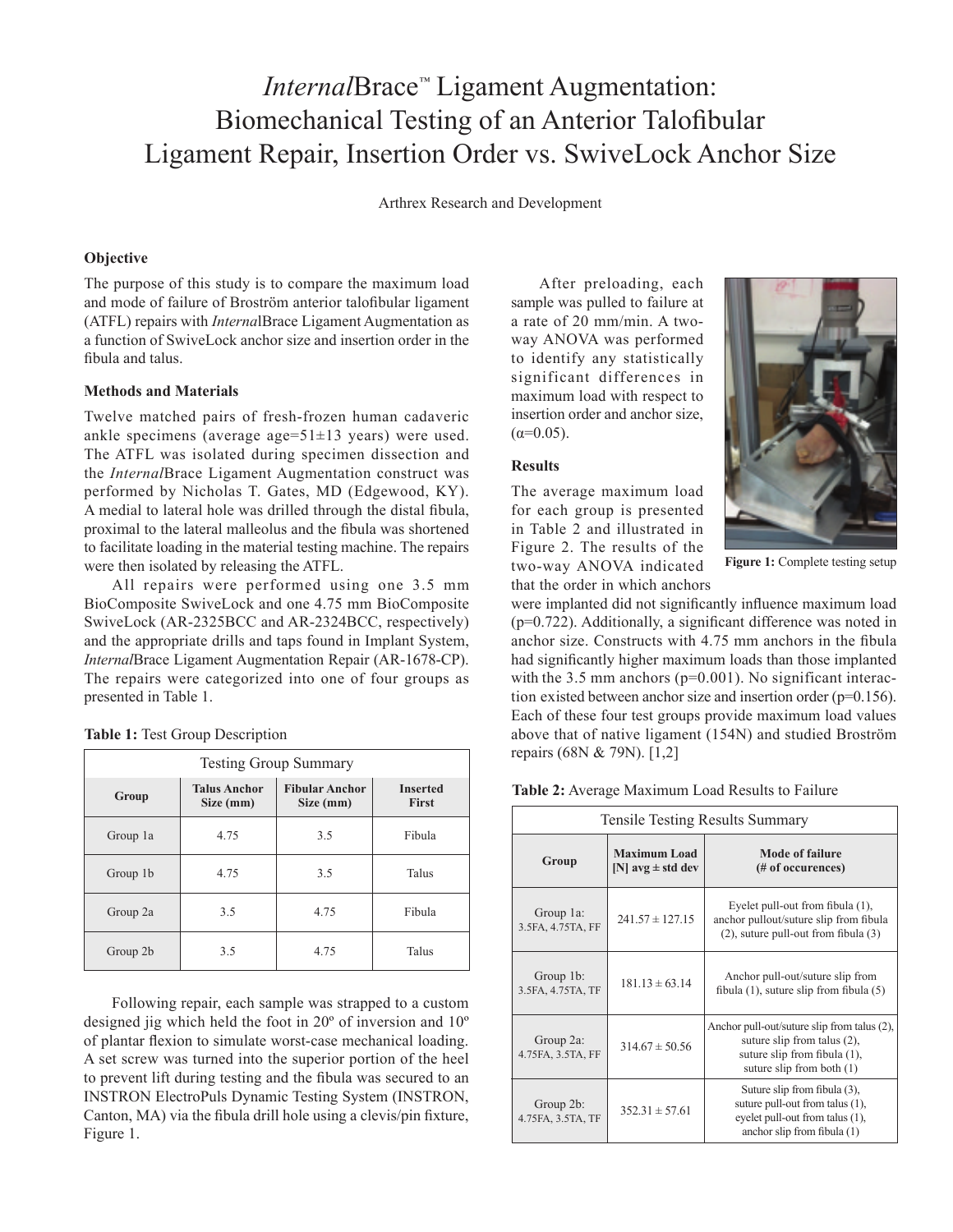# *Internal*Brace™ Ligament Augmentation: Biomechanical Testing of an Anterior Talofibular Ligament Repair, Insertion Order vs. SwiveLock Anchor Size

Arthrex Research and Development

### Objective

The purpose of this study is to compare the maximum load and mode of failure of Broström anterior talofibular ligament (ATFL) repairs with *Internal*Brace Ligament Augmentation as a function of SwiveLock anchor size and insertion order in the fibula and talus.

### Methods and Materials

Twelve matched pairs of fresh-frozen human cadaveric ankle specimens (average age=51±13 years) were used. The ATFL was isolated during specimen dissection and the *Internal*Brace Ligament Augmentation construct was performed by Nicholas T. Gates, MD (Edgewood, KY). A medial to lateral hole was drilled through the distal fibula, proximal to the lateral malleolus and the fibula was shortened to facilitate loading in the material testing machine. The repairs were then isolated by releasing the ATFL.

All repairs were performed using one 3.5 mm BioComposite SwiveLock and one 4.75 mm BioComposite SwiveLock (AR-2325BCC and AR-2324BCC, respectively) and the appropriate drills and taps found in Implant System, *Internal*Brace Ligament Augmentation Repair (AR-1678-CP). The repairs were categorized into one of four groups as presented in Table 1.

**Table 1:** Test Group Description

| Testing Group Summary | | | |
|---|---|---|---|
| **Group** | **Talus Anchor Size (mm)** | **Fibular Anchor Size (mm)** | **Inserted First** |
| Group 1a | 4.75 | 3.5 | Fibula |
| Group 1b | 4.75 | 3.5 | Talus |
| Group 2a | 3.5 | 4.75 | Fibula |
| Group 2b | 3.5 | 4.75 | Talus |

Following repair, each sample was strapped to a custom designed jig which held the foot in 20º of inversion and 10º of plantar flexion to simulate worst-case mechanical loading. A set screw was turned into the superior portion of the heel to prevent lift during testing and the fibula was secured to an INSTRON ElectroPuls Dynamic Testing System (INSTRON, Canton, MA) via the fibula drill hole using a clevis/pin fixture, Figure 1.

After preloading, each sample was pulled to failure at a rate of 20 mm/min. A two-way ANOVA was performed to identify any statistically significant differences in maximum load with respect to insertion order and anchor size, ($\alpha$=0.05).

**Figure 1:** Complete testing setup

### Results

The average maximum load for each group is presented in Table 2 and illustrated in Figure 2. The results of the two-way ANOVA indicated that the order in which anchors were implanted did not significantly influence maximum load ($p$=0.722). Additionally, a significant difference was noted in anchor size. Constructs with 4.75 mm anchors in the fibula had significantly higher maximum loads than those implanted with the 3.5 mm anchors ($p$=0.001). No significant interaction existed between anchor size and insertion order ($p$=0.156). Each of these four test groups provide maximum load values above that of native ligament (154N) and studied Broström repairs (68N & 79N). [1,2]

**Table 2:** Average Maximum Load Results to Failure

| Tensile Testing Results Summary | | |
|---|---|---|
| **Group** | **Maximum Load [N] avg ± std dev** | **Mode of failure (# of occurences)** |
| Group 1a: 3.5FA, 4.75TA, FF | 241.57 ± 127.15 | Eyelet pull-out from fibula (1), anchor pullout/suture slip from fibula (2), suture pull-out from fibula (3) |
| Group 1b: 3.5FA, 4.75TA, TF | 181.13 ± 63.14 | Anchor pull-out/suture slip from fibula (1), suture slip from fibula (5) |
| Group 2a: 4.75FA, 3.5TA, FF | 314.67 ± 50.56 | Anchor pull-out/suture slip from talus (2), suture slip from talus (2), suture slip from fibula (1), suture slip from both (1) |
| Group 2b: 4.75FA, 3.5TA, TF | 352.31 ± 57.61 | Suture slip from fibula (3), suture pull-out from talus (1), eyelet pull-out from talus (1), anchor slip from fibula (1) |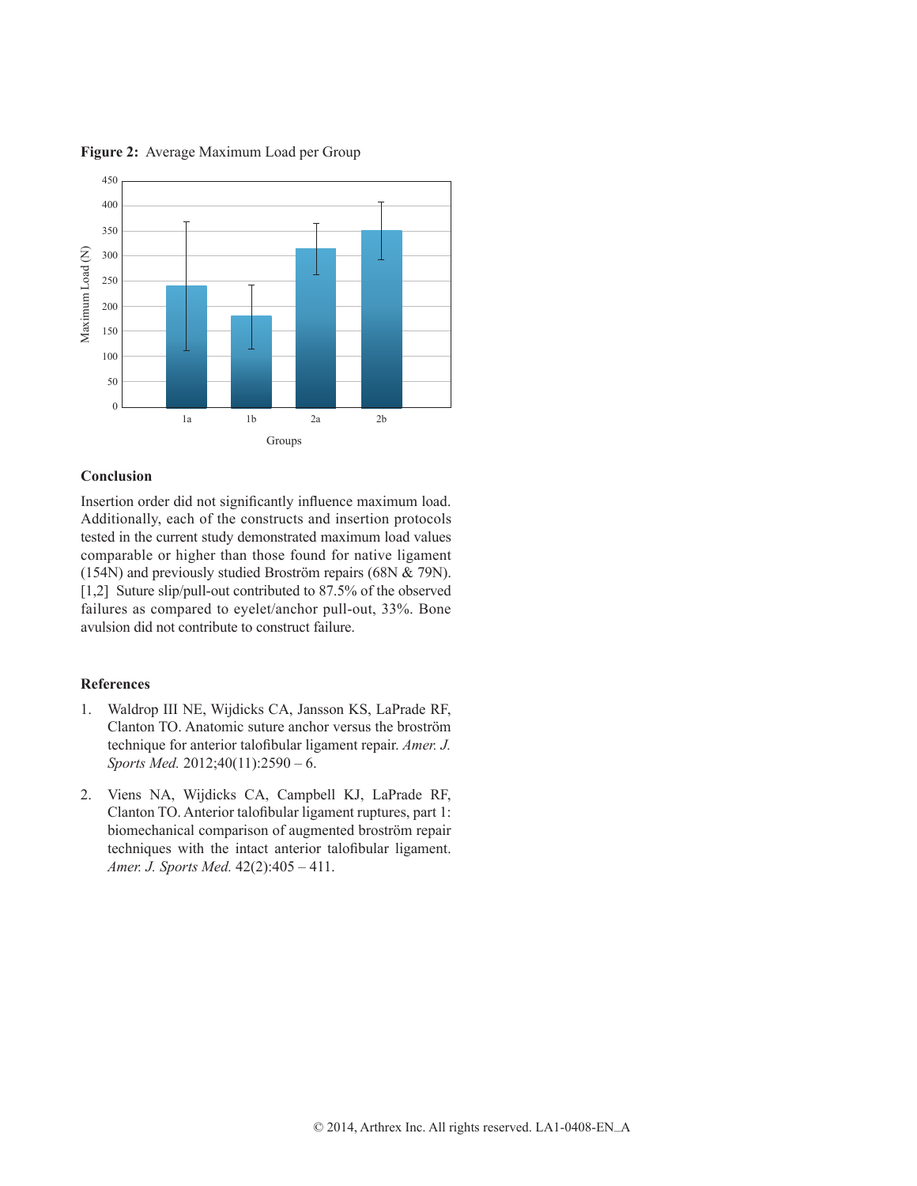**Figure 2:** Average Maximum Load per Group

Maximum Load (N)

450
400
350
300
250
200
150
100
50
0

1a
1b
2a
2b

Groups

### Conclusion

Insertion order did not significantly influence maximum load. Additionally, each of the constructs and insertion protocols tested in the current study demonstrated maximum load values comparable or higher than those found for native ligament (154N) and previously studied Broström repairs (68N & 79N). [1,2] Suture slip/pull-out contributed to 87.5% of the observed failures as compared to eyelet/anchor pull-out, 33%. Bone avulsion did not contribute to construct failure.

### References

1. Waldrop III NE, Wijdicks CA, Jansson KS, LaPrade RF, Clanton TO. Anatomic suture anchor versus the broström technique for anterior talofibular ligament repair. *Amer. J. Sports Med.* 2012;40(11):2590 – 6.

2. Viens NA, Wijdicks CA, Campbell KJ, LaPrade RF, Clanton TO. Anterior talofibular ligament ruptures, part 1: biomechanical comparison of augmented broström repair techniques with the intact anterior talofibular ligament. *Amer. J. Sports Med.* 42(2):405 – 411.

© 2014, Arthrex Inc. All rights reserved. LA1-0408-EN_A